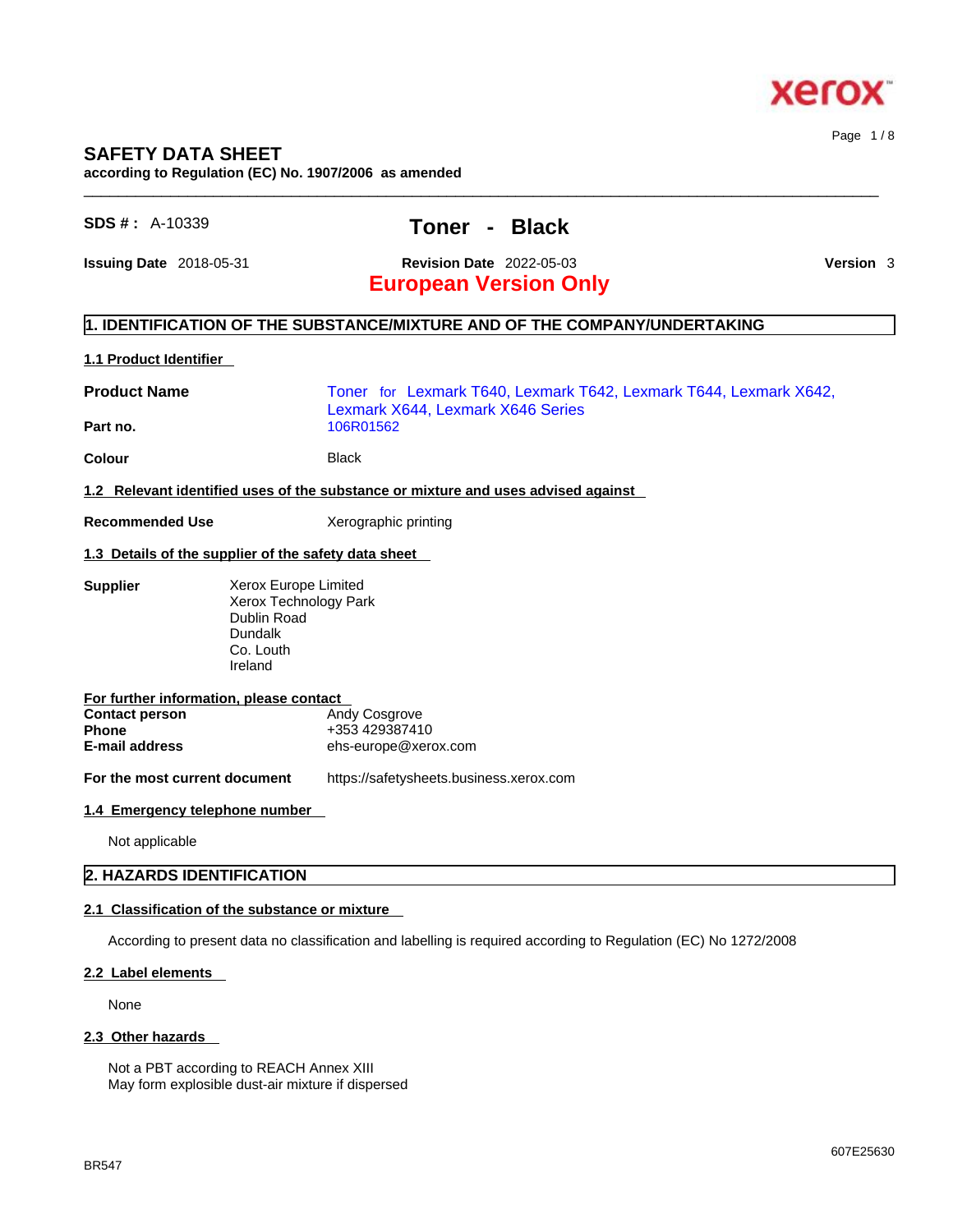# SAFETY DATA SHEET

**according to Regulation (EC) No. 1907/2006 as amended**

**SDS # :** A-10339

## Toner - Black

**Issuing Date** 2018-05-31 **Revision Date** 2022-05-03 **Version** 3

**European Version Only**

## 1. IDENTIFICATION OF THE SUBSTANCE/MIXTURE AND OF THE COMPANY/UNDERTAKING

### 1.1 Product Identifier

**Product Name** Toner for Lexmark T640, Lexmark T642, Lexmark T644, Lexmark X642, Lexmark X644, Lexmark X646 Series

**Part no.** 106R01562

**Colour** Black

### 1.2 Relevant identified uses of the substance or mixture and uses advised against

**Recommended Use** Xerographic printing

### 1.3 Details of the supplier of the safety data sheet

**Supplier**

Xerox Europe Limited
Xerox Technology Park
Dublin Road
Dundalk
Co. Louth
Ireland

**For further information, please contact**

**Contact person** Andy Cosgrove
**Phone** +353 429387410
**E-mail address** ehs-europe@xerox.com

**For the most current document** https://safetysheets.business.xerox.com

### 1.4 Emergency telephone number

Not applicable

## 2. HAZARDS IDENTIFICATION

### 2.1 Classification of the substance or mixture

According to present data no classification and labelling is required according to Regulation (EC) No 1272/2008

### 2.2 Label elements

None

### 2.3 Other hazards

Not a PBT according to REACH Annex XIII
May form explosible dust-air mixture if dispersed

BR547

607E25630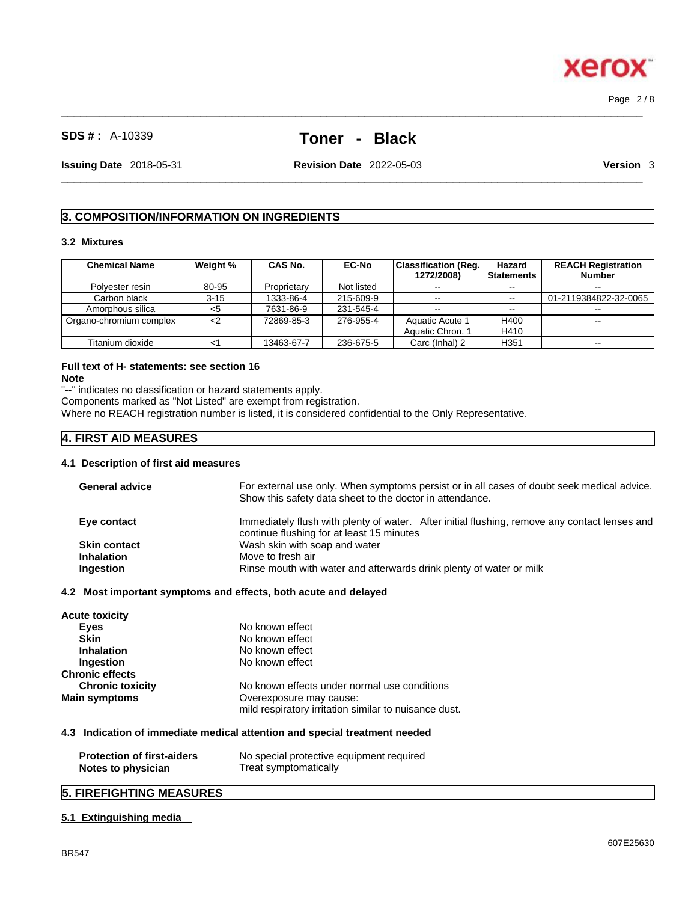## 3. COMPOSITION/INFORMATION ON INGREDIENTS

### 3.2 Mixtures

| Chemical Name | Weight % | CAS No. | EC-No | Classification (Reg. 1272/2008) | Hazard Statements | REACH Registration Number |
|---|---|---|---|---|---|---|
| Polyester resin | 80-95 | Proprietary | Not listed | -- | -- | -- |
| Carbon black | 3-15 | 1333-86-4 | 215-609-9 | -- | -- | 01-2119384822-32-0065 |
| Amorphous silica | <5 | 7631-86-9 | 231-545-4 | -- | -- | -- |
| Organo-chromium complex | <2 | 72869-85-3 | 276-955-4 | Aquatic Acute 1<br>Aquatic Chron. 1 | H400<br>H410 | -- |
| Titanium dioxide | <1 | 13463-67-7 | 236-675-5 | Carc (Inhal) 2 | H351 | -- |

**Full text of H- statements: see section 16**

**Note**

"--" indicates no classification or hazard statements apply.

Components marked as "Not Listed" are exempt from registration.

Where no REACH registration number is listed, it is considered confidential to the Only Representative.

## 4. FIRST AID MEASURES

### 4.1 Description of first aid measures

**General advice** For external use only. When symptoms persist or in all cases of doubt seek medical advice. Show this safety data sheet to the doctor in attendance.

**Eye contact** Immediately flush with plenty of water. After initial flushing, remove any contact lenses and continue flushing for at least 15 minutes

**Skin contact** Wash skin with soap and water

**Inhalation** Move to fresh air

**Ingestion** Rinse mouth with water and afterwards drink plenty of water or milk

### 4.2 Most important symptoms and effects, both acute and delayed

**Acute toxicity**

**Eyes** No known effect

**Skin** No known effect

**Inhalation** No known effect

**Ingestion** No known effect

**Chronic effects**

**Chronic toxicity** No known effects under normal use conditions

**Main symptoms** Overexposure may cause:
mild respiratory irritation similar to nuisance dust.

### 4.3 Indication of immediate medical attention and special treatment needed

**Protection of first-aiders** No special protective equipment required

**Notes to physician** Treat symptomatically

## 5. FIREFIGHTING MEASURES

### 5.1 Extinguishing media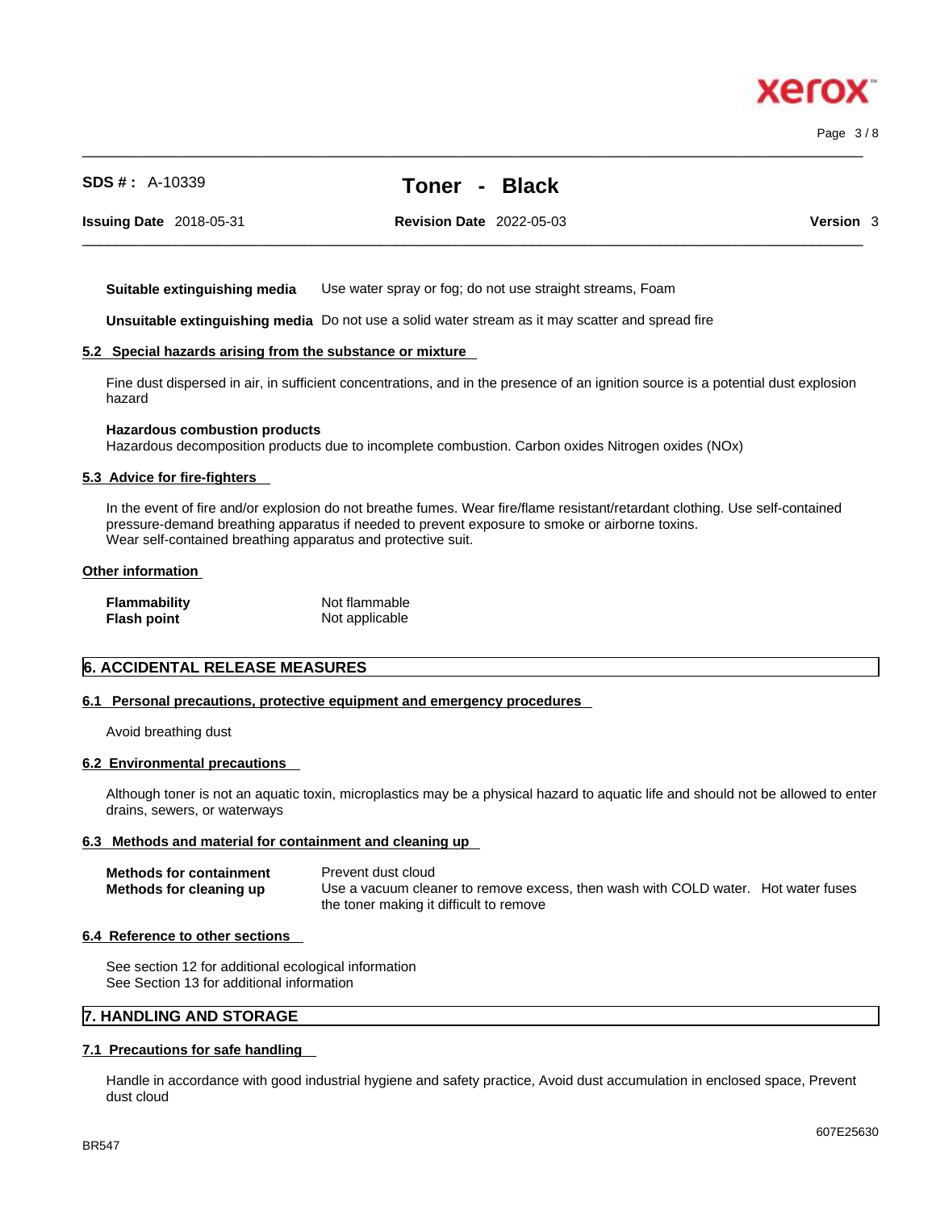**Suitable extinguishing media** Use water spray or fog; do not use straight streams, Foam

**Unsuitable extinguishing media** Do not use a solid water stream as it may scatter and spread fire

### 5.2 Special hazards arising from the substance or mixture

Fine dust dispersed in air, in sufficient concentrations, and in the presence of an ignition source is a potential dust explosion hazard

**Hazardous combustion products**
Hazardous decomposition products due to incomplete combustion. Carbon oxides Nitrogen oxides (NOx)

### 5.3 Advice for fire-fighters

In the event of fire and/or explosion do not breathe fumes. Wear fire/flame resistant/retardant clothing. Use self-contained pressure-demand breathing apparatus if needed to prevent exposure to smoke or airborne toxins.
Wear self-contained breathing apparatus and protective suit.

### Other information

| | |
|---|---|
| **Flammability** | Not flammable |
| **Flash point** | Not applicable |

## 6. ACCIDENTAL RELEASE MEASURES

### 6.1 Personal precautions, protective equipment and emergency procedures

Avoid breathing dust

### 6.2 Environmental precautions

Although toner is not an aquatic toxin, microplastics may be a physical hazard to aquatic life and should not be allowed to enter drains, sewers, or waterways

### 6.3 Methods and material for containment and cleaning up

| | |
|---|---|
| **Methods for containment** | Prevent dust cloud |
| **Methods for cleaning up** | Use a vacuum cleaner to remove excess, then wash with COLD water. Hot water fuses the toner making it difficult to remove |

### 6.4 Reference to other sections

See section 12 for additional ecological information
See Section 13 for additional information

## 7. HANDLING AND STORAGE

### 7.1 Precautions for safe handling

Handle in accordance with good industrial hygiene and safety practice, Avoid dust accumulation in enclosed space, Prevent dust cloud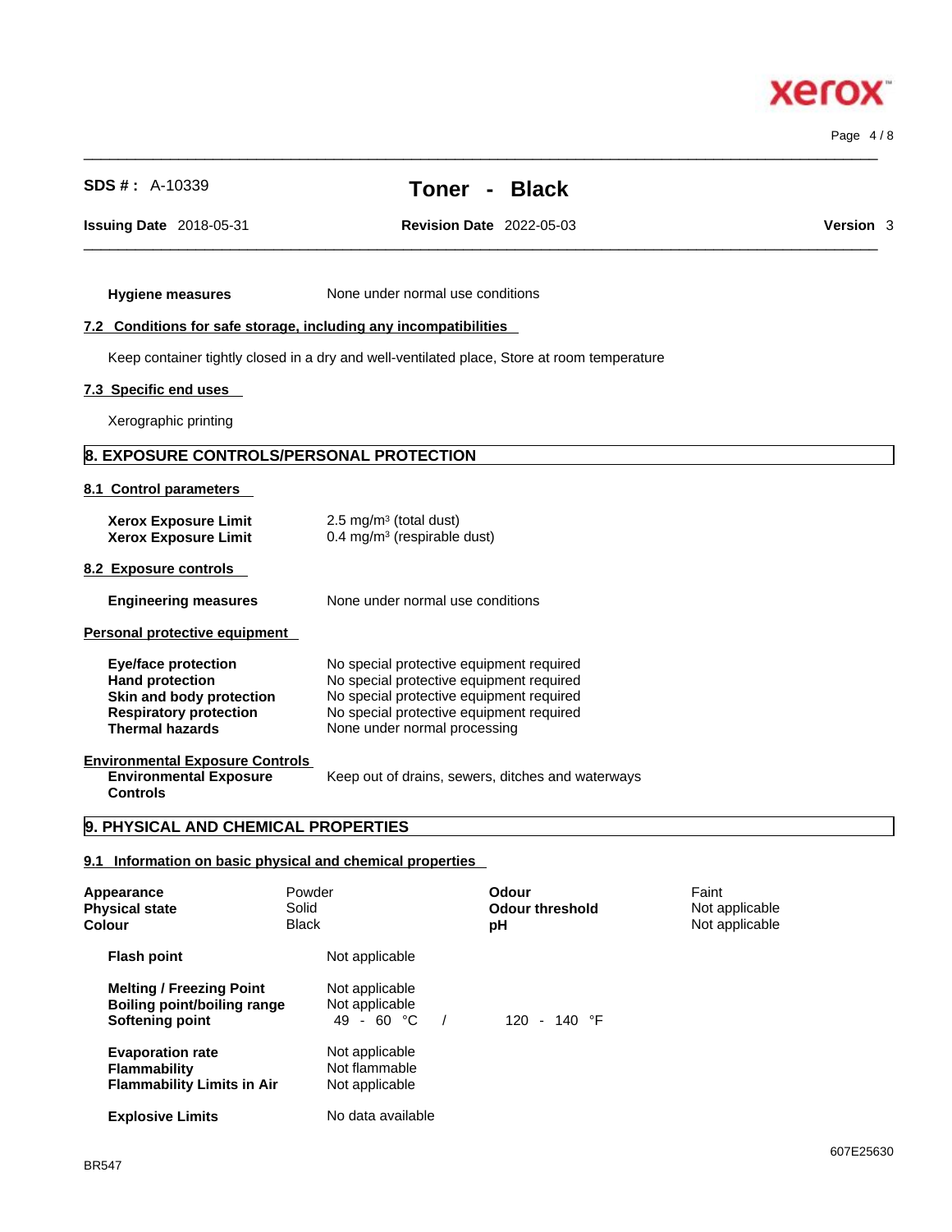**Hygiene measures** None under normal use conditions

### 7.2 Conditions for safe storage, including any incompatibilities

Keep container tightly closed in a dry and well-ventilated place, Store at room temperature

### 7.3 Specific end uses

Xerographic printing

## 8. EXPOSURE CONTROLS/PERSONAL PROTECTION

### 8.1 Control parameters

| | |
|---|---|
| **Xerox Exposure Limit** | 2.5 mg/m³ (total dust) |
| **Xerox Exposure Limit** | 0.4 mg/m³ (respirable dust) |

### 8.2 Exposure controls

**Engineering measures** None under normal use conditions

### Personal protective equipment

| | |
|---|---|
| **Eye/face protection** | No special protective equipment required |
| **Hand protection** | No special protective equipment required |
| **Skin and body protection** | No special protective equipment required |
| **Respiratory protection** | No special protective equipment required |
| **Thermal hazards** | None under normal processing |

### Environmental Exposure Controls

**Environmental Exposure Controls** Keep out of drains, sewers, ditches and waterways

## 9. PHYSICAL AND CHEMICAL PROPERTIES

### 9.1 Information on basic physical and chemical properties

| | | | |
|---|---|---|---|
| **Appearance** | Powder | **Odour** | Faint |
| **Physical state** | Solid | **Odour threshold** | Not applicable |
| **Colour** | Black | **pH** | Not applicable |

| | |
|---|---|
| **Flash point** | Not applicable |
| **Melting / Freezing Point** | Not applicable |
| **Boiling point/boiling range** | Not applicable |
| **Softening point** | 49 - 60 °C / 120 - 140 °F |
| **Evaporation rate** | Not applicable |
| **Flammability** | Not flammable |
| **Flammability Limits in Air** | Not applicable |
| **Explosive Limits** | No data available |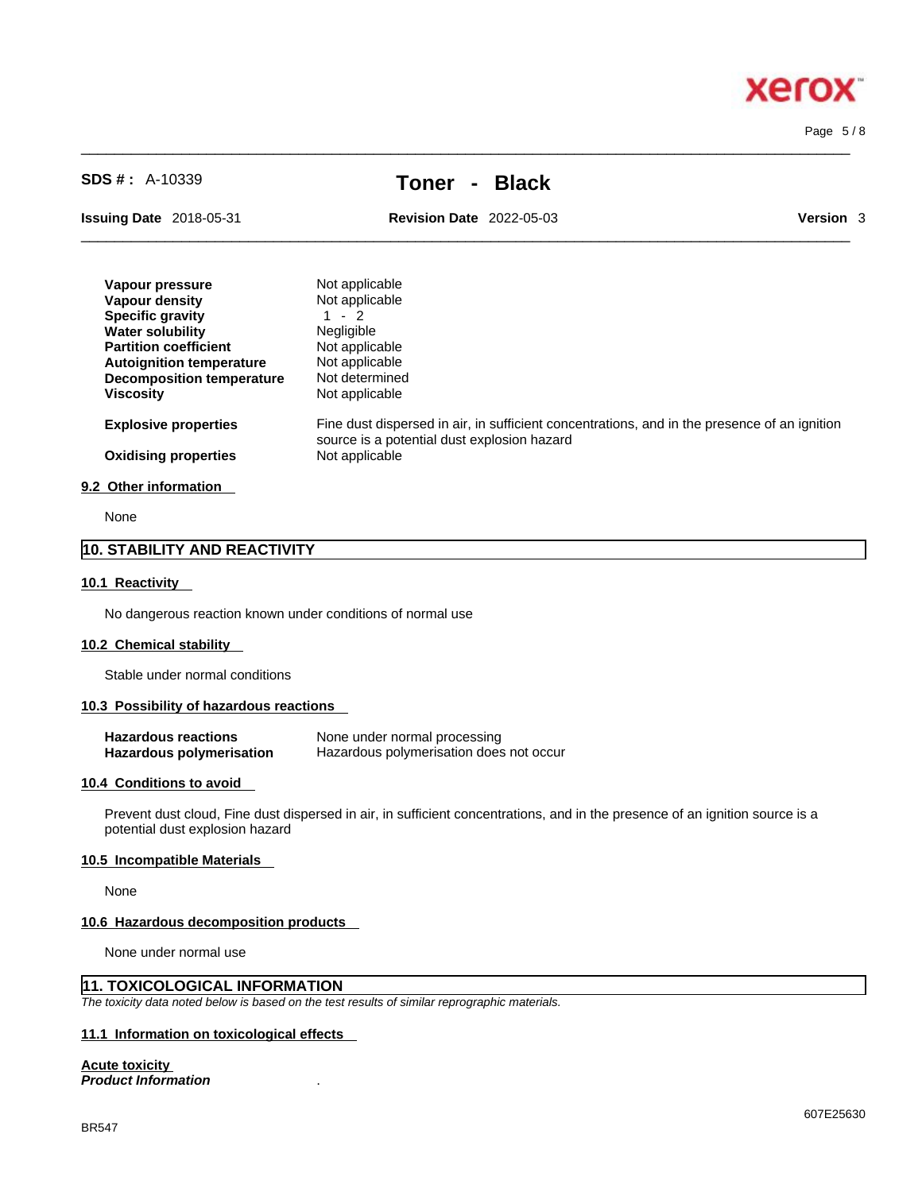| | |
|---|---|
| **Vapour pressure** | Not applicable |
| **Vapour density** | Not applicable |
| **Specific gravity** | 1 - 2 |
| **Water solubility** | Negligible |
| **Partition coefficient** | Not applicable |
| **Autoignition temperature** | Not applicable |
| **Decomposition temperature** | Not determined |
| **Viscosity** | Not applicable |
| **Explosive properties** | Fine dust dispersed in air, in sufficient concentrations, and in the presence of an ignition source is a potential dust explosion hazard |
| **Oxidising properties** | Not applicable |

### 9.2 Other information

None

## 10. STABILITY AND REACTIVITY

### 10.1 Reactivity

No dangerous reaction known under conditions of normal use

### 10.2 Chemical stability

Stable under normal conditions

### 10.3 Possibility of hazardous reactions

| | |
|---|---|
| **Hazardous reactions** | None under normal processing |
| **Hazardous polymerisation** | Hazardous polymerisation does not occur |

### 10.4 Conditions to avoid

Prevent dust cloud, Fine dust dispersed in air, in sufficient concentrations, and in the presence of an ignition source is a potential dust explosion hazard

### 10.5 Incompatible Materials

None

### 10.6 Hazardous decomposition products

None under normal use

## 11. TOXICOLOGICAL INFORMATION

*The toxicity data noted below is based on the test results of similar reprographic materials.*

### 11.1 Information on toxicological effects

**Acute toxicity**

***Product Information*** .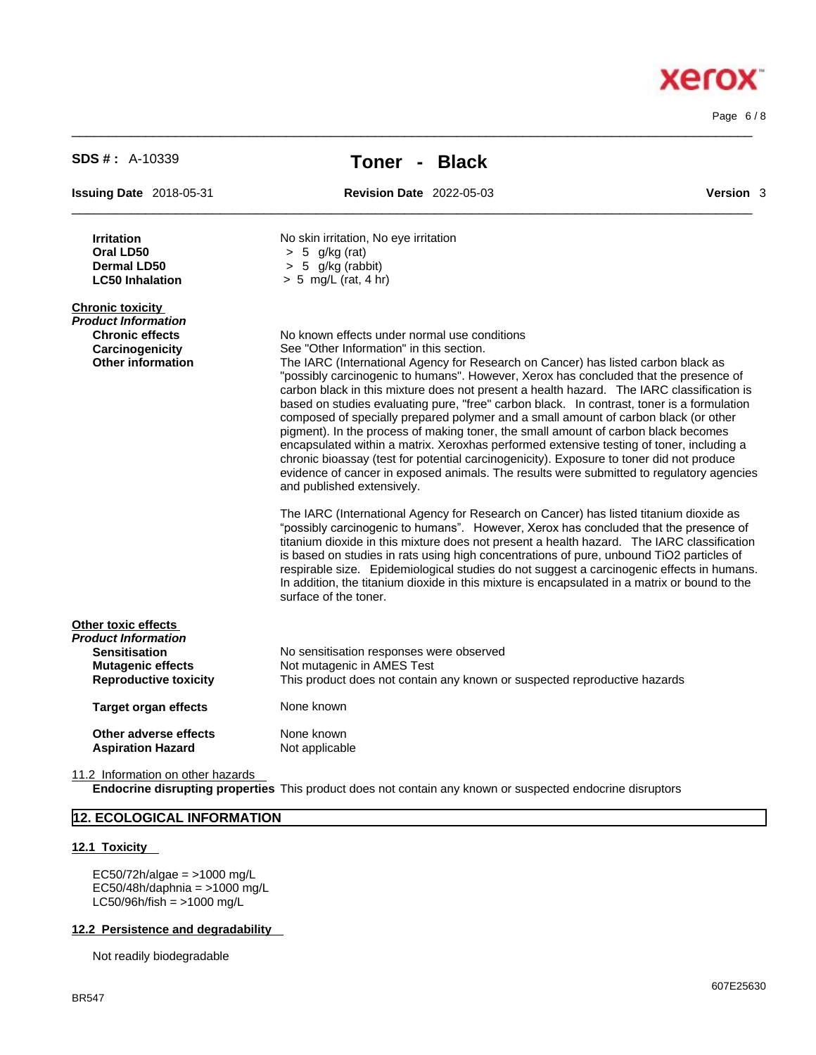| | |
|---|---|
| **Irritation** | No skin irritation, No eye irritation |
| **Oral LD50** | > 5 g/kg (rat) |
| **Dermal LD50** | > 5 g/kg (rabbit) |
| **LC50 Inhalation** | > 5 mg/L (rat, 4 hr) |

**Chronic toxicity**

***Product Information***

**Chronic effects** No known effects under normal use conditions

**Carcinogenicity** See "Other Information" in this section.

**Other information** The IARC (International Agency for Research on Cancer) has listed carbon black as "possibly carcinogenic to humans". However, Xerox has concluded that the presence of carbon black in this mixture does not present a health hazard. The IARC classification is based on studies evaluating pure, "free" carbon black. In contrast, toner is a formulation composed of specially prepared polymer and a small amount of carbon black (or other pigment). In the process of making toner, the small amount of carbon black becomes encapsulated within a matrix. Xeroxhas performed extensive testing of toner, including a chronic bioassay (test for potential carcinogenicity). Exposure to toner did not produce evidence of cancer in exposed animals. The results were submitted to regulatory agencies and published extensively.

The IARC (International Agency for Research on Cancer) has listed titanium dioxide as "possibly carcinogenic to humans". However, Xerox has concluded that the presence of titanium dioxide in this mixture does not present a health hazard. The IARC classification is based on studies in rats using high concentrations of pure, unbound $TiO_2$ particles of respirable size. Epidemiological studies do not suggest a carcinogenic effects in humans. In addition, the titanium dioxide in this mixture is encapsulated in a matrix or bound to the surface of the toner.

**Other toxic effects**

***Product Information***

| | |
|---|---|
| **Sensitisation** | No sensitisation responses were observed |
| **Mutagenic effects** | Not mutagenic in AMES Test |
| **Reproductive toxicity** | This product does not contain any known or suspected reproductive hazards |
| **Target organ effects** | None known |
| **Other adverse effects** | None known |
| **Aspiration Hazard** | Not applicable |

11.2 Information on other hazards

**Endocrine disrupting properties** This product does not contain any known or suspected endocrine disruptors

## 12. ECOLOGICAL INFORMATION

### 12.1 Toxicity

EC50/72h/algae = >1000 mg/L
EC50/48h/daphnia = >1000 mg/L
LC50/96h/fish = >1000 mg/L

### 12.2 Persistence and degradability

Not readily biodegradable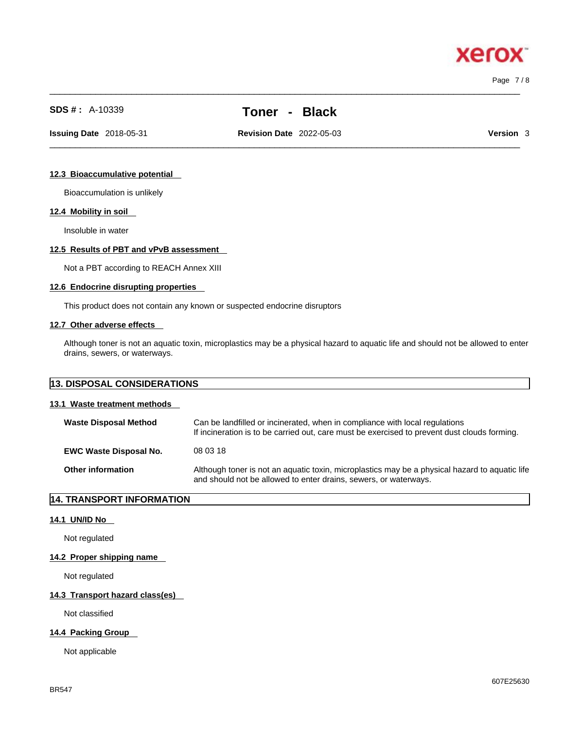### 12.3 Bioaccumulative potential

Bioaccumulation is unlikely

### 12.4 Mobility in soil

Insoluble in water

### 12.5 Results of PBT and vPvB assessment

Not a PBT according to REACH Annex XIII

### 12.6 Endocrine disrupting properties

This product does not contain any known or suspected endocrine disruptors

### 12.7 Other adverse effects

Although toner is not an aquatic toxin, microplastics may be a physical hazard to aquatic life and should not be allowed to enter drains, sewers, or waterways.

## 13. DISPOSAL CONSIDERATIONS

### 13.1 Waste treatment methods

**Waste Disposal Method** — Can be landfilled or incinerated, when in compliance with local regulations
If incineration is to be carried out, care must be exercised to prevent dust clouds forming.

**EWC Waste Disposal No.** — 08 03 18

**Other information** — Although toner is not an aquatic toxin, microplastics may be a physical hazard to aquatic life and should not be allowed to enter drains, sewers, or waterways.

## 14. TRANSPORT INFORMATION

### 14.1 UN/ID No

Not regulated

### 14.2 Proper shipping name

Not regulated

### 14.3 Transport hazard class(es)

Not classified

### 14.4 Packing Group

Not applicable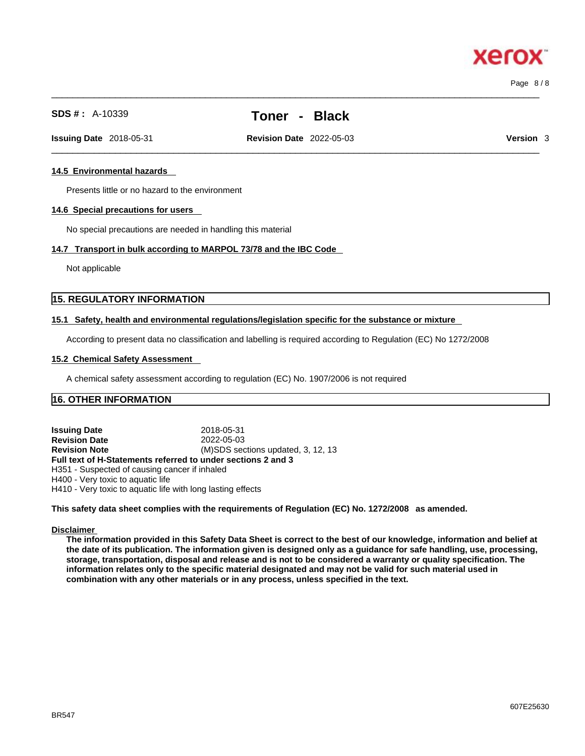#### 14.5 Environmental hazards

Presents little or no hazard to the environment

#### 14.6 Special precautions for users

No special precautions are needed in handling this material

#### 14.7 Transport in bulk according to MARPOL 73/78 and the IBC Code

Not applicable

## 15. REGULATORY INFORMATION

#### 15.1 Safety, health and environmental regulations/legislation specific for the substance or mixture

According to present data no classification and labelling is required according to Regulation (EC) No 1272/2008

#### 15.2 Chemical Safety Assessment

A chemical safety assessment according to regulation (EC) No. 1907/2006 is not required

## 16. OTHER INFORMATION

**Issuing Date** 2018-05-31
**Revision Date** 2022-05-03
**Revision Note** (M)SDS sections updated, 3, 12, 13

**Full text of H-Statements referred to under sections 2 and 3**
H351 - Suspected of causing cancer if inhaled
H400 - Very toxic to aquatic life
H410 - Very toxic to aquatic life with long lasting effects

**This safety data sheet complies with the requirements of Regulation (EC) No. 1272/2008 as amended.**

#### Disclaimer

**The information provided in this Safety Data Sheet is correct to the best of our knowledge, information and belief at the date of its publication. The information given is designed only as a guidance for safe handling, use, processing, storage, transportation, disposal and release and is not to be considered a warranty or quality specification. The information relates only to the specific material designated and may not be valid for such material used in combination with any other materials or in any process, unless specified in the text.**